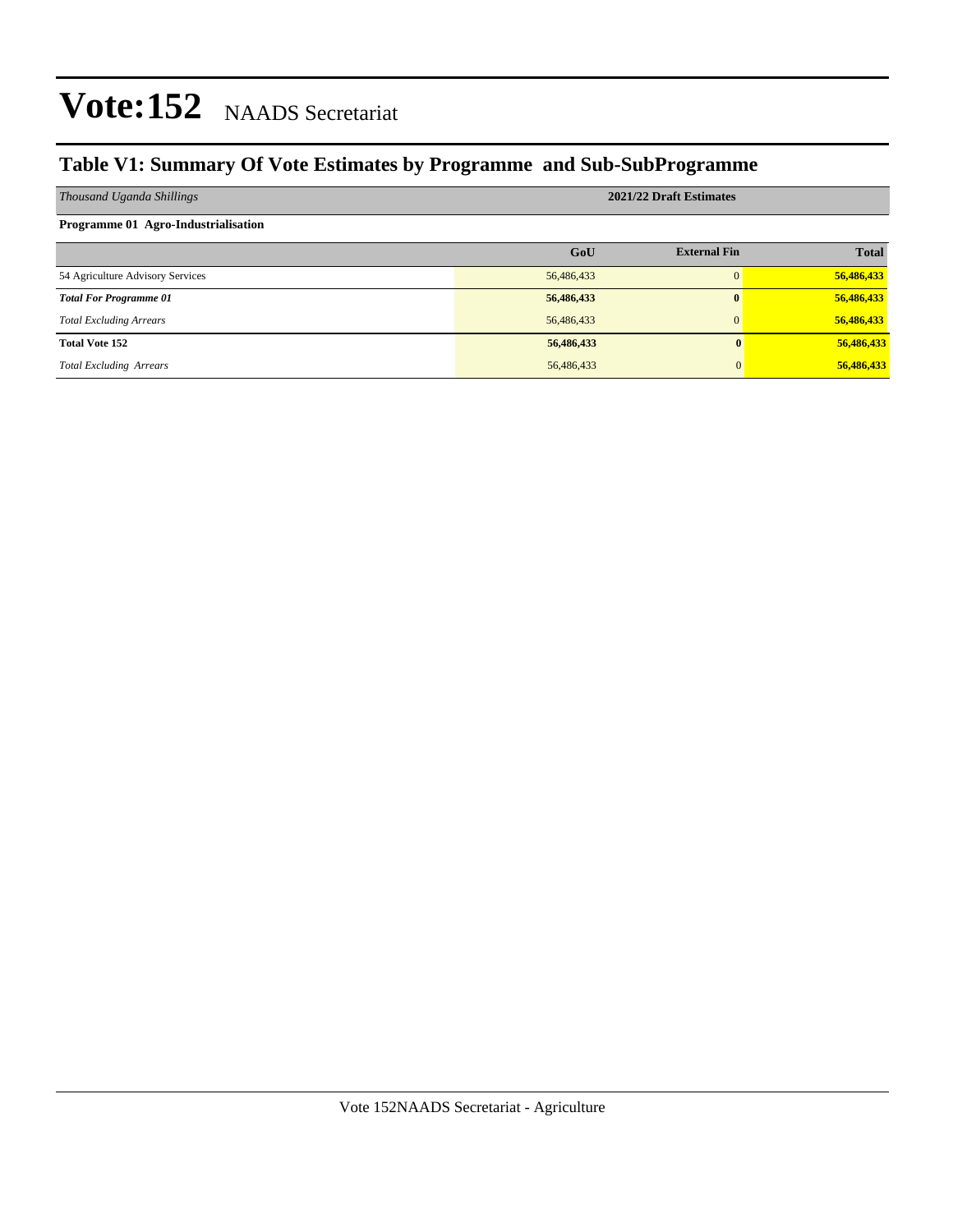# Vote:152 NAADS Secretariat

## Table V1: Summary Of Vote Estimates by Programme and Sub-SubProgramme

| *Thousand Uganda Shillings* | 2021/22 Draft Estimates | | |
|---|---|---|---|
| **Programme 01 Agro-Industrialisation** | | | |
| | **GoU** | **External Fin** | **Total** |
| 54 Agriculture Advisory Services | 56,486,433 | 0 | **56,486,433** |
| ***Total For Programme 01*** | **56,486,433** | **0** | **56,486,433** |
| *Total Excluding Arrears* | 56,486,433 | 0 | **56,486,433** |
| **Total Vote 152** | **56,486,433** | **0** | **56,486,433** |
| *Total Excluding Arrears* | 56,486,433 | 0 | **56,486,433** |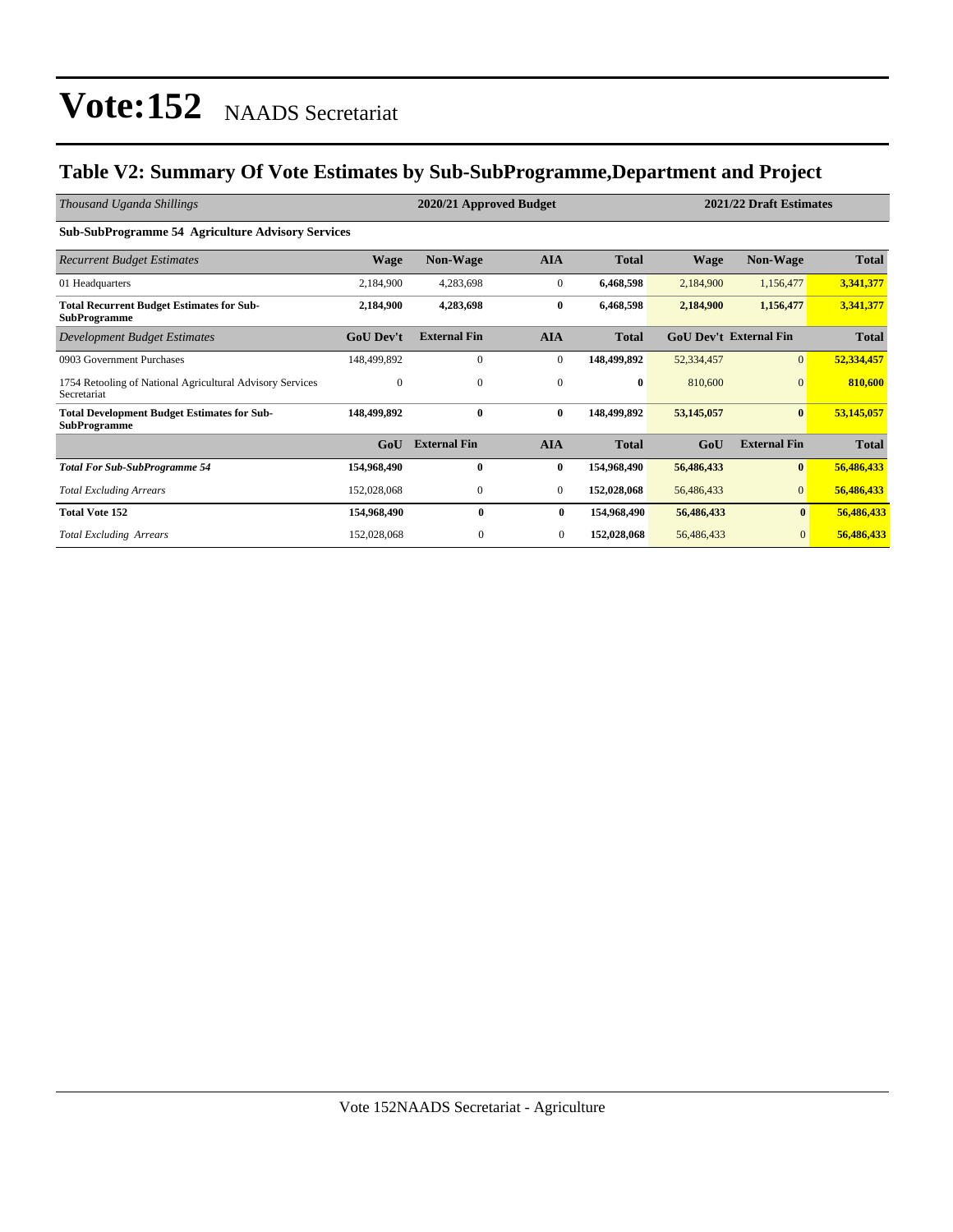# Vote:152 NAADS Secretariat

## Table V2: Summary Of Vote Estimates by Sub-SubProgramme,Department and Project

| *Thousand Uganda Shillings* | 2020/21 Approved Budget | | | | 2021/22 Draft Estimates | | |
|---|---|---|---|---|---|---|---|
| **Sub-SubProgramme 54 Agriculture Advisory Services** | | | | | | | |
| *Recurrent Budget Estimates* | **Wage** | **Non-Wage** | **AIA** | **Total** | **Wage** | **Non-Wage** | **Total** |
| 01 Headquarters | 2,184,900 | 4,283,698 | 0 | **6,468,598** | 2,184,900 | 1,156,477 | **3,341,377** |
| **Total Recurrent Budget Estimates for Sub-SubProgramme** | **2,184,900** | **4,283,698** | **0** | **6,468,598** | **2,184,900** | **1,156,477** | **3,341,377** |
| *Development Budget Estimates* | **GoU Dev't** | **External Fin** | **AIA** | **Total** | **GoU Dev't** | **External Fin** | **Total** |
| 0903 Government Purchases | 148,499,892 | 0 | 0 | **148,499,892** | 52,334,457 | 0 | **52,334,457** |
| 1754 Retooling of National Agricultural Advisory Services Secretariat | 0 | 0 | 0 | **0** | 810,600 | 0 | **810,600** |
| **Total Development Budget Estimates for Sub-SubProgramme** | **148,499,892** | **0** | **0** | **148,499,892** | **53,145,057** | **0** | **53,145,057** |
| | **GoU** | **External Fin** | **AIA** | **Total** | **GoU** | **External Fin** | **Total** |
| ***Total For Sub-SubProgramme 54*** | **154,968,490** | **0** | **0** | **154,968,490** | **56,486,433** | **0** | **56,486,433** |
| *Total Excluding Arrears* | 152,028,068 | 0 | 0 | **152,028,068** | 56,486,433 | 0 | **56,486,433** |
| **Total Vote 152** | **154,968,490** | **0** | **0** | **154,968,490** | **56,486,433** | **0** | **56,486,433** |
| *Total Excluding Arrears* | 152,028,068 | 0 | 0 | **152,028,068** | 56,486,433 | 0 | **56,486,433** |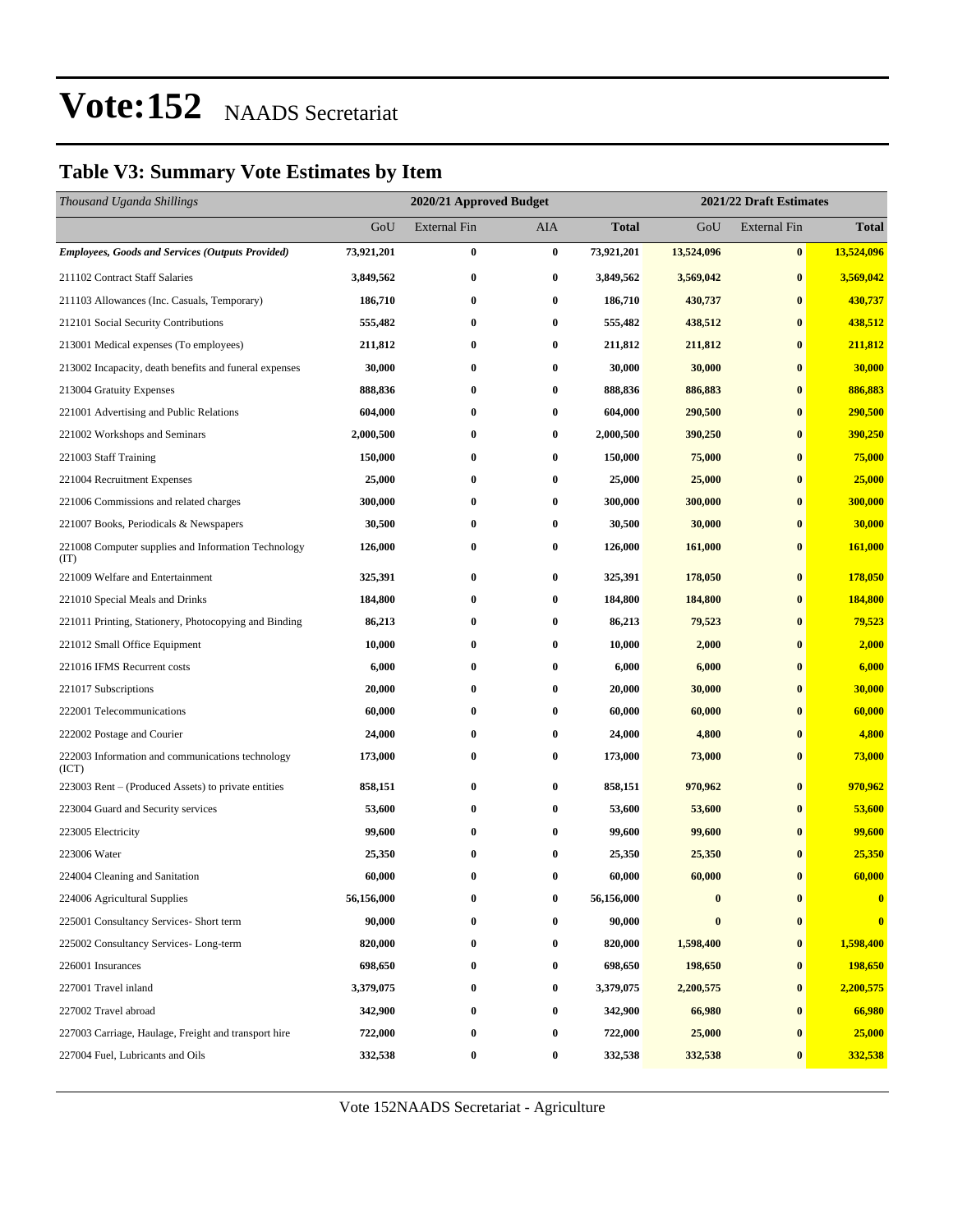# Vote:152 NAADS Secretariat

## Table V3: Summary Vote Estimates by Item

| *Thousand Uganda Shillings* | 2020/21 Approved Budget | | | | 2021/22 Draft Estimates | | |
|---|---|---|---|---|---|---|---|
| | GoU | External Fin | AIA | **Total** | GoU | External Fin | **Total** |
| ***Employees, Goods and Services (Outputs Provided)*** | **73,921,201** | **0** | **0** | **73,921,201** | **13,524,096** | **0** | **13,524,096** |
| 211102 Contract Staff Salaries | **3,849,562** | **0** | **0** | **3,849,562** | **3,569,042** | **0** | **3,569,042** |
| 211103 Allowances (Inc. Casuals, Temporary) | **186,710** | **0** | **0** | **186,710** | **430,737** | **0** | **430,737** |
| 212101 Social Security Contributions | **555,482** | **0** | **0** | **555,482** | **438,512** | **0** | **438,512** |
| 213001 Medical expenses (To employees) | **211,812** | **0** | **0** | **211,812** | **211,812** | **0** | **211,812** |
| 213002 Incapacity, death benefits and funeral expenses | **30,000** | **0** | **0** | **30,000** | **30,000** | **0** | **30,000** |
| 213004 Gratuity Expenses | **888,836** | **0** | **0** | **888,836** | **886,883** | **0** | **886,883** |
| 221001 Advertising and Public Relations | **604,000** | **0** | **0** | **604,000** | **290,500** | **0** | **290,500** |
| 221002 Workshops and Seminars | **2,000,500** | **0** | **0** | **2,000,500** | **390,250** | **0** | **390,250** |
| 221003 Staff Training | **150,000** | **0** | **0** | **150,000** | **75,000** | **0** | **75,000** |
| 221004 Recruitment Expenses | **25,000** | **0** | **0** | **25,000** | **25,000** | **0** | **25,000** |
| 221006 Commissions and related charges | **300,000** | **0** | **0** | **300,000** | **300,000** | **0** | **300,000** |
| 221007 Books, Periodicals & Newspapers | **30,500** | **0** | **0** | **30,500** | **30,000** | **0** | **30,000** |
| 221008 Computer supplies and Information Technology (IT) | **126,000** | **0** | **0** | **126,000** | **161,000** | **0** | **161,000** |
| 221009 Welfare and Entertainment | **325,391** | **0** | **0** | **325,391** | **178,050** | **0** | **178,050** |
| 221010 Special Meals and Drinks | **184,800** | **0** | **0** | **184,800** | **184,800** | **0** | **184,800** |
| 221011 Printing, Stationery, Photocopying and Binding | **86,213** | **0** | **0** | **86,213** | **79,523** | **0** | **79,523** |
| 221012 Small Office Equipment | **10,000** | **0** | **0** | **10,000** | **2,000** | **0** | **2,000** |
| 221016 IFMS Recurrent costs | **6,000** | **0** | **0** | **6,000** | **6,000** | **0** | **6,000** |
| 221017 Subscriptions | **20,000** | **0** | **0** | **20,000** | **30,000** | **0** | **30,000** |
| 222001 Telecommunications | **60,000** | **0** | **0** | **60,000** | **60,000** | **0** | **60,000** |
| 222002 Postage and Courier | **24,000** | **0** | **0** | **24,000** | **4,800** | **0** | **4,800** |
| 222003 Information and communications technology (ICT) | **173,000** | **0** | **0** | **173,000** | **73,000** | **0** | **73,000** |
| 223003 Rent – (Produced Assets) to private entities | **858,151** | **0** | **0** | **858,151** | **970,962** | **0** | **970,962** |
| 223004 Guard and Security services | **53,600** | **0** | **0** | **53,600** | **53,600** | **0** | **53,600** |
| 223005 Electricity | **99,600** | **0** | **0** | **99,600** | **99,600** | **0** | **99,600** |
| 223006 Water | **25,350** | **0** | **0** | **25,350** | **25,350** | **0** | **25,350** |
| 224004 Cleaning and Sanitation | **60,000** | **0** | **0** | **60,000** | **60,000** | **0** | **60,000** |
| 224006 Agricultural Supplies | **56,156,000** | **0** | **0** | **56,156,000** | **0** | **0** | **0** |
| 225001 Consultancy Services- Short term | **90,000** | **0** | **0** | **90,000** | **0** | **0** | **0** |
| 225002 Consultancy Services- Long-term | **820,000** | **0** | **0** | **820,000** | **1,598,400** | **0** | **1,598,400** |
| 226001 Insurances | **698,650** | **0** | **0** | **698,650** | **198,650** | **0** | **198,650** |
| 227001 Travel inland | **3,379,075** | **0** | **0** | **3,379,075** | **2,200,575** | **0** | **2,200,575** |
| 227002 Travel abroad | **342,900** | **0** | **0** | **342,900** | **66,980** | **0** | **66,980** |
| 227003 Carriage, Haulage, Freight and transport hire | **722,000** | **0** | **0** | **722,000** | **25,000** | **0** | **25,000** |
| 227004 Fuel, Lubricants and Oils | **332,538** | **0** | **0** | **332,538** | **332,538** | **0** | **332,538** |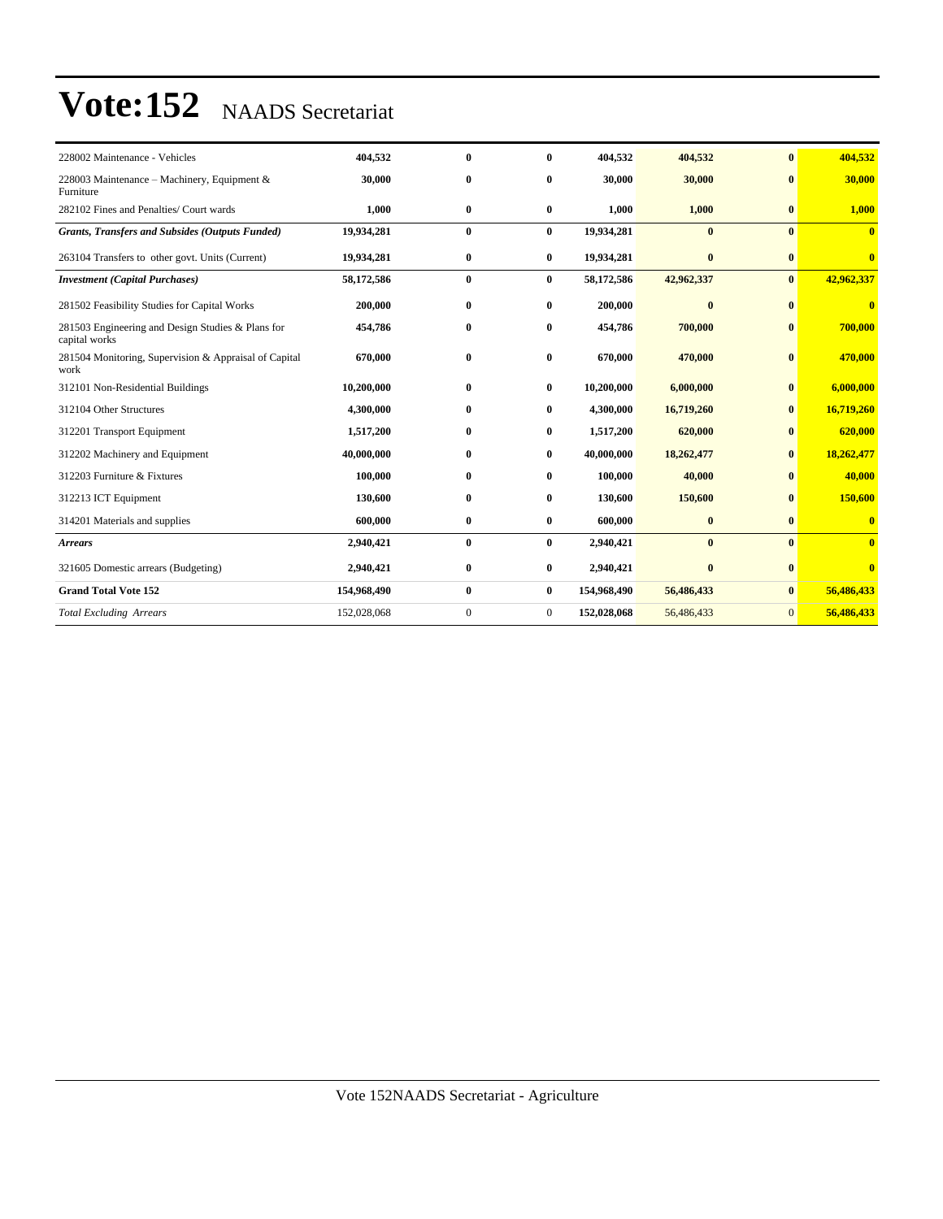# Vote:152 NAADS Secretariat

| | | | | | | | |
|---|---|---|---|---|---|---|---|
| 228002 Maintenance - Vehicles | 404,532 | 0 | 0 | 404,532 | 404,532 | 0 | 404,532 |
| 228003 Maintenance – Machinery, Equipment & Furniture | 30,000 | 0 | 0 | 30,000 | 30,000 | 0 | 30,000 |
| 282102 Fines and Penalties/ Court wards | 1,000 | 0 | 0 | 1,000 | 1,000 | 0 | 1,000 |
| ***Grants, Transfers and Subsides (Outputs Funded)*** | **19,934,281** | **0** | **0** | **19,934,281** | **0** | **0** | **0** |
| 263104 Transfers to other govt. Units (Current) | 19,934,281 | 0 | 0 | 19,934,281 | 0 | 0 | 0 |
| ***Investment (Capital Purchases)*** | **58,172,586** | **0** | **0** | **58,172,586** | **42,962,337** | **0** | **42,962,337** |
| 281502 Feasibility Studies for Capital Works | 200,000 | 0 | 0 | 200,000 | 0 | 0 | 0 |
| 281503 Engineering and Design Studies & Plans for capital works | 454,786 | 0 | 0 | 454,786 | 700,000 | 0 | 700,000 |
| 281504 Monitoring, Supervision & Appraisal of Capital work | 670,000 | 0 | 0 | 670,000 | 470,000 | 0 | 470,000 |
| 312101 Non-Residential Buildings | 10,200,000 | 0 | 0 | 10,200,000 | 6,000,000 | 0 | 6,000,000 |
| 312104 Other Structures | 4,300,000 | 0 | 0 | 4,300,000 | 16,719,260 | 0 | 16,719,260 |
| 312201 Transport Equipment | 1,517,200 | 0 | 0 | 1,517,200 | 620,000 | 0 | 620,000 |
| 312202 Machinery and Equipment | 40,000,000 | 0 | 0 | 40,000,000 | 18,262,477 | 0 | 18,262,477 |
| 312203 Furniture & Fixtures | 100,000 | 0 | 0 | 100,000 | 40,000 | 0 | 40,000 |
| 312213 ICT Equipment | 130,600 | 0 | 0 | 130,600 | 150,600 | 0 | 150,600 |
| 314201 Materials and supplies | 600,000 | 0 | 0 | 600,000 | 0 | 0 | 0 |
| ***Arrears*** | **2,940,421** | **0** | **0** | **2,940,421** | **0** | **0** | **0** |
| 321605 Domestic arrears (Budgeting) | 2,940,421 | 0 | 0 | 2,940,421 | 0 | 0 | 0 |
| **Grand Total Vote 152** | **154,968,490** | **0** | **0** | **154,968,490** | **56,486,433** | **0** | **56,486,433** |
| *Total Excluding Arrears* | 152,028,068 | 0 | 0 | **152,028,068** | 56,486,433 | 0 | **56,486,433** |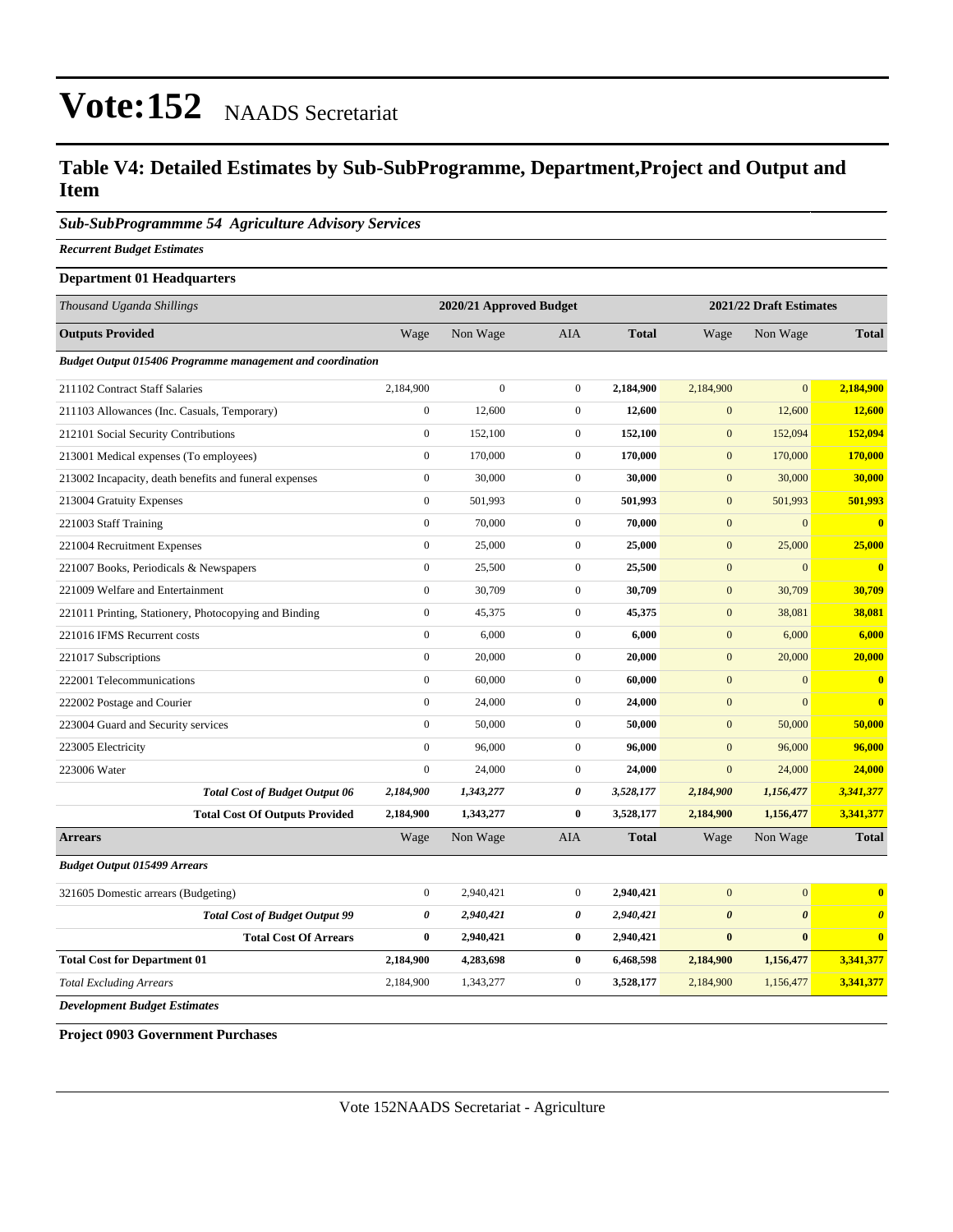# Vote:152 NAADS Secretariat

## Table V4: Detailed Estimates by Sub-SubProgramme, Department,Project and Output and Item

### *Sub-SubProgrammme 54 Agriculture Advisory Services*

***Recurrent Budget Estimates***

**Department 01 Headquarters**

| *Thousand Uganda Shillings* | 2020/21 Approved Budget | | | | 2021/22 Draft Estimates | | |
|---|---|---|---|---|---|---|---|
| **Outputs Provided** | Wage | Non Wage | AIA | **Total** | Wage | Non Wage | **Total** |
| ***Budget Output 015406 Programme management and coordination*** | | | | | | | |
| 211102 Contract Staff Salaries | 2,184,900 | 0 | 0 | **2,184,900** | 2,184,900 | 0 | **2,184,900** |
| 211103 Allowances (Inc. Casuals, Temporary) | 0 | 12,600 | 0 | **12,600** | 0 | 12,600 | **12,600** |
| 212101 Social Security Contributions | 0 | 152,100 | 0 | **152,100** | 0 | 152,094 | **152,094** |
| 213001 Medical expenses (To employees) | 0 | 170,000 | 0 | **170,000** | 0 | 170,000 | **170,000** |
| 213002 Incapacity, death benefits and funeral expenses | 0 | 30,000 | 0 | **30,000** | 0 | 30,000 | **30,000** |
| 213004 Gratuity Expenses | 0 | 501,993 | 0 | **501,993** | 0 | 501,993 | **501,993** |
| 221003 Staff Training | 0 | 70,000 | 0 | **70,000** | 0 | 0 | **0** |
| 221004 Recruitment Expenses | 0 | 25,000 | 0 | **25,000** | 0 | 25,000 | **25,000** |
| 221007 Books, Periodicals & Newspapers | 0 | 25,500 | 0 | **25,500** | 0 | 0 | **0** |
| 221009 Welfare and Entertainment | 0 | 30,709 | 0 | **30,709** | 0 | 30,709 | **30,709** |
| 221011 Printing, Stationery, Photocopying and Binding | 0 | 45,375 | 0 | **45,375** | 0 | 38,081 | **38,081** |
| 221016 IFMS Recurrent costs | 0 | 6,000 | 0 | **6,000** | 0 | 6,000 | **6,000** |
| 221017 Subscriptions | 0 | 20,000 | 0 | **20,000** | 0 | 20,000 | **20,000** |
| 222001 Telecommunications | 0 | 60,000 | 0 | **60,000** | 0 | 0 | **0** |
| 222002 Postage and Courier | 0 | 24,000 | 0 | **24,000** | 0 | 0 | **0** |
| 223004 Guard and Security services | 0 | 50,000 | 0 | **50,000** | 0 | 50,000 | **50,000** |
| 223005 Electricity | 0 | 96,000 | 0 | **96,000** | 0 | 96,000 | **96,000** |
| 223006 Water | 0 | 24,000 | 0 | **24,000** | 0 | 24,000 | **24,000** |
| ***Total Cost of Budget Output 06*** | ***2,184,900*** | ***1,343,277*** | ***0*** | ***3,528,177*** | ***2,184,900*** | ***1,156,477*** | ***3,341,377*** |
| **Total Cost Of Outputs Provided** | **2,184,900** | **1,343,277** | **0** | **3,528,177** | **2,184,900** | **1,156,477** | **3,341,377** |
| **Arrears** | Wage | Non Wage | AIA | **Total** | Wage | Non Wage | **Total** |
| ***Budget Output 015499 Arrears*** | | | | | | | |
| 321605 Domestic arrears (Budgeting) | 0 | 2,940,421 | 0 | **2,940,421** | 0 | 0 | **0** |
| ***Total Cost of Budget Output 99*** | ***0*** | ***2,940,421*** | ***0*** | ***2,940,421*** | ***0*** | ***0*** | ***0*** |
| **Total Cost Of Arrears** | **0** | **2,940,421** | **0** | **2,940,421** | **0** | **0** | **0** |
| **Total Cost for Department 01** | **2,184,900** | **4,283,698** | **0** | **6,468,598** | **2,184,900** | **1,156,477** | **3,341,377** |
| *Total Excluding Arrears* | 2,184,900 | 1,343,277 | 0 | **3,528,177** | 2,184,900 | 1,156,477 | **3,341,377** |

***Development Budget Estimates***

**Project 0903 Government Purchases**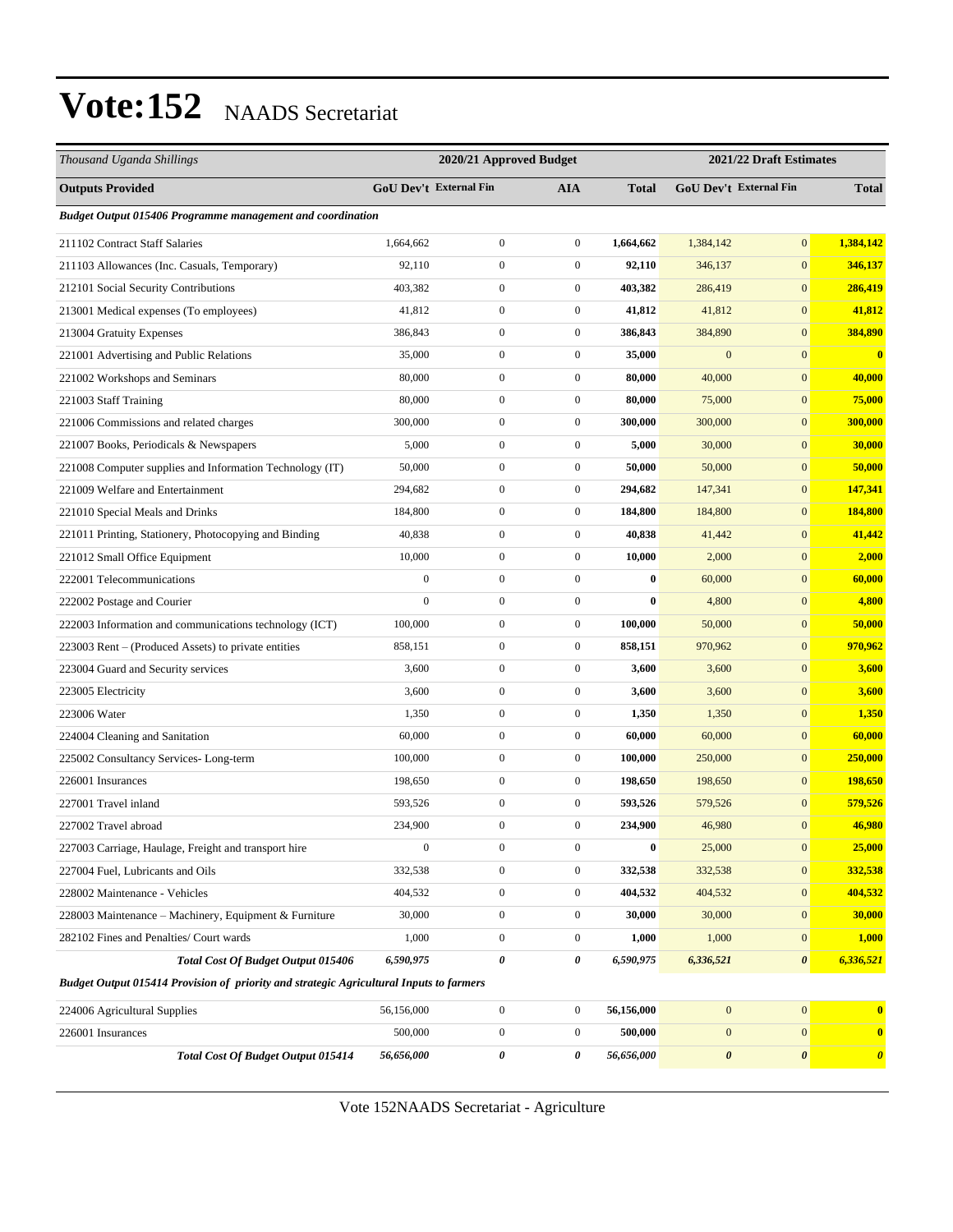# Vote:152 NAADS Secretariat

| *Thousand Uganda Shillings* | 2020/21 Approved Budget | | | | 2021/22 Draft Estimates | | |
|---|---|---|---|---|---|---|---|
| **Outputs Provided** | **GoU Dev't** | **External Fin** | **AIA** | **Total** | **GoU Dev't** | **External Fin** | **Total** |
| ***Budget Output 015406 Programme management and coordination*** | | | | | | | |
| 211102 Contract Staff Salaries | 1,664,662 | 0 | 0 | **1,664,662** | 1,384,142 | 0 | **1,384,142** |
| 211103 Allowances (Inc. Casuals, Temporary) | 92,110 | 0 | 0 | **92,110** | 346,137 | 0 | **346,137** |
| 212101 Social Security Contributions | 403,382 | 0 | 0 | **403,382** | 286,419 | 0 | **286,419** |
| 213001 Medical expenses (To employees) | 41,812 | 0 | 0 | **41,812** | 41,812 | 0 | **41,812** |
| 213004 Gratuity Expenses | 386,843 | 0 | 0 | **386,843** | 384,890 | 0 | **384,890** |
| 221001 Advertising and Public Relations | 35,000 | 0 | 0 | **35,000** | 0 | 0 | **0** |
| 221002 Workshops and Seminars | 80,000 | 0 | 0 | **80,000** | 40,000 | 0 | **40,000** |
| 221003 Staff Training | 80,000 | 0 | 0 | **80,000** | 75,000 | 0 | **75,000** |
| 221006 Commissions and related charges | 300,000 | 0 | 0 | **300,000** | 300,000 | 0 | **300,000** |
| 221007 Books, Periodicals & Newspapers | 5,000 | 0 | 0 | **5,000** | 30,000 | 0 | **30,000** |
| 221008 Computer supplies and Information Technology (IT) | 50,000 | 0 | 0 | **50,000** | 50,000 | 0 | **50,000** |
| 221009 Welfare and Entertainment | 294,682 | 0 | 0 | **294,682** | 147,341 | 0 | **147,341** |
| 221010 Special Meals and Drinks | 184,800 | 0 | 0 | **184,800** | 184,800 | 0 | **184,800** |
| 221011 Printing, Stationery, Photocopying and Binding | 40,838 | 0 | 0 | **40,838** | 41,442 | 0 | **41,442** |
| 221012 Small Office Equipment | 10,000 | 0 | 0 | **10,000** | 2,000 | 0 | **2,000** |
| 222001 Telecommunications | 0 | 0 | 0 | **0** | 60,000 | 0 | **60,000** |
| 222002 Postage and Courier | 0 | 0 | 0 | **0** | 4,800 | 0 | **4,800** |
| 222003 Information and communications technology (ICT) | 100,000 | 0 | 0 | **100,000** | 50,000 | 0 | **50,000** |
| 223003 Rent – (Produced Assets) to private entities | 858,151 | 0 | 0 | **858,151** | 970,962 | 0 | **970,962** |
| 223004 Guard and Security services | 3,600 | 0 | 0 | **3,600** | 3,600 | 0 | **3,600** |
| 223005 Electricity | 3,600 | 0 | 0 | **3,600** | 3,600 | 0 | **3,600** |
| 223006 Water | 1,350 | 0 | 0 | **1,350** | 1,350 | 0 | **1,350** |
| 224004 Cleaning and Sanitation | 60,000 | 0 | 0 | **60,000** | 60,000 | 0 | **60,000** |
| 225002 Consultancy Services- Long-term | 100,000 | 0 | 0 | **100,000** | 250,000 | 0 | **250,000** |
| 226001 Insurances | 198,650 | 0 | 0 | **198,650** | 198,650 | 0 | **198,650** |
| 227001 Travel inland | 593,526 | 0 | 0 | **593,526** | 579,526 | 0 | **579,526** |
| 227002 Travel abroad | 234,900 | 0 | 0 | **234,900** | 46,980 | 0 | **46,980** |
| 227003 Carriage, Haulage, Freight and transport hire | 0 | 0 | 0 | **0** | 25,000 | 0 | **25,000** |
| 227004 Fuel, Lubricants and Oils | 332,538 | 0 | 0 | **332,538** | 332,538 | 0 | **332,538** |
| 228002 Maintenance - Vehicles | 404,532 | 0 | 0 | **404,532** | 404,532 | 0 | **404,532** |
| 228003 Maintenance – Machinery, Equipment & Furniture | 30,000 | 0 | 0 | **30,000** | 30,000 | 0 | **30,000** |
| 282102 Fines and Penalties/ Court wards | 1,000 | 0 | 0 | **1,000** | 1,000 | 0 | **1,000** |
| ***Total Cost Of Budget Output 015406*** | ***6,590,975*** | ***0*** | ***0*** | ***6,590,975*** | ***6,336,521*** | ***0*** | ***6,336,521*** |
| ***Budget Output 015414 Provision of priority and strategic Agricultural Inputs to farmers*** | | | | | | | |
| 224006 Agricultural Supplies | 56,156,000 | 0 | 0 | **56,156,000** | 0 | 0 | **0** |
| 226001 Insurances | 500,000 | 0 | 0 | **500,000** | 0 | 0 | **0** |
| ***Total Cost Of Budget Output 015414*** | ***56,656,000*** | ***0*** | ***0*** | ***56,656,000*** | ***0*** | ***0*** | ***0*** |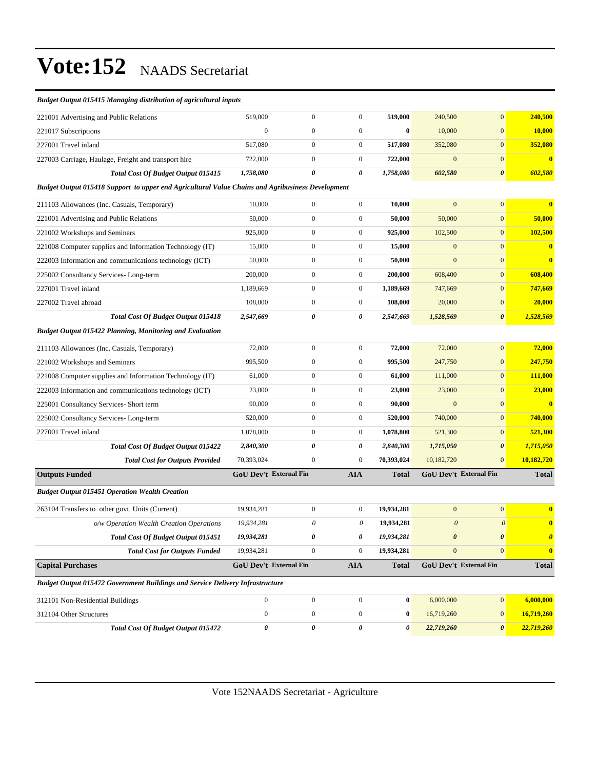# Vote:152 NAADS Secretariat

| | | | | | | | |
|---|---|---|---|---|---|---|---|
| ***Budget Output 015415 Managing distribution of agricultural inputs*** | | | | | | | |
| 221001 Advertising and Public Relations | 519,000 | 0 | 0 | **519,000** | 240,500 | 0 | **240,500** |
| 221017 Subscriptions | 0 | 0 | 0 | **0** | 10,000 | 0 | **10,000** |
| 227001 Travel inland | 517,080 | 0 | 0 | **517,080** | 352,080 | 0 | **352,080** |
| 227003 Carriage, Haulage, Freight and transport hire | 722,000 | 0 | 0 | **722,000** | 0 | 0 | **0** |
| ***Total Cost Of Budget Output 015415*** | ***1,758,080*** | ***0*** | ***0*** | ***1,758,080*** | ***602,580*** | ***0*** | ***602,580*** |
| ***Budget Output 015418 Support to upper end Agricultural Value Chains and Agribusiness Development*** | | | | | | | |
| 211103 Allowances (Inc. Casuals, Temporary) | 10,000 | 0 | 0 | **10,000** | 0 | 0 | **0** |
| 221001 Advertising and Public Relations | 50,000 | 0 | 0 | **50,000** | 50,000 | 0 | **50,000** |
| 221002 Workshops and Seminars | 925,000 | 0 | 0 | **925,000** | 102,500 | 0 | **102,500** |
| 221008 Computer supplies and Information Technology (IT) | 15,000 | 0 | 0 | **15,000** | 0 | 0 | **0** |
| 222003 Information and communications technology (ICT) | 50,000 | 0 | 0 | **50,000** | 0 | 0 | **0** |
| 225002 Consultancy Services- Long-term | 200,000 | 0 | 0 | **200,000** | 608,400 | 0 | **608,400** |
| 227001 Travel inland | 1,189,669 | 0 | 0 | **1,189,669** | 747,669 | 0 | **747,669** |
| 227002 Travel abroad | 108,000 | 0 | 0 | **108,000** | 20,000 | 0 | **20,000** |
| ***Total Cost Of Budget Output 015418*** | ***2,547,669*** | ***0*** | ***0*** | ***2,547,669*** | ***1,528,569*** | ***0*** | ***1,528,569*** |
| ***Budget Output 015422 Planning, Monitoring and Evaluation*** | | | | | | | |
| 211103 Allowances (Inc. Casuals, Temporary) | 72,000 | 0 | 0 | **72,000** | 72,000 | 0 | **72,000** |
| 221002 Workshops and Seminars | 995,500 | 0 | 0 | **995,500** | 247,750 | 0 | **247,750** |
| 221008 Computer supplies and Information Technology (IT) | 61,000 | 0 | 0 | **61,000** | 111,000 | 0 | **111,000** |
| 222003 Information and communications technology (ICT) | 23,000 | 0 | 0 | **23,000** | 23,000 | 0 | **23,000** |
| 225001 Consultancy Services- Short term | 90,000 | 0 | 0 | **90,000** | 0 | 0 | **0** |
| 225002 Consultancy Services- Long-term | 520,000 | 0 | 0 | **520,000** | 740,000 | 0 | **740,000** |
| 227001 Travel inland | 1,078,800 | 0 | 0 | **1,078,800** | 521,300 | 0 | **521,300** |
| ***Total Cost Of Budget Output 015422*** | ***2,840,300*** | ***0*** | ***0*** | ***2,840,300*** | ***1,715,050*** | ***0*** | ***1,715,050*** |
| ***Total Cost for Outputs Provided*** | 70,393,024 | 0 | 0 | **70,393,024** | 10,182,720 | 0 | **10,182,720** |
| **Outputs Funded** | **GoU Dev't** | **External Fin** | **AIA** | **Total** | **GoU Dev't** | **External Fin** | **Total** |
| ***Budget Output 015451 Operation Wealth Creation*** | | | | | | | |
| 263104 Transfers to other govt. Units (Current) | 19,934,281 | 0 | 0 | **19,934,281** | 0 | 0 | **0** |
| *o/w Operation Wealth Creation Operations* | *19,934,281* | *0* | *0* | **19,934,281** | *0* | *0* | **0** |
| ***Total Cost Of Budget Output 015451*** | ***19,934,281*** | ***0*** | ***0*** | ***19,934,281*** | ***0*** | ***0*** | ***0*** |
| ***Total Cost for Outputs Funded*** | 19,934,281 | 0 | 0 | **19,934,281** | 0 | 0 | **0** |
| **Capital Purchases** | **GoU Dev't** | **External Fin** | **AIA** | **Total** | **GoU Dev't** | **External Fin** | **Total** |
| ***Budget Output 015472 Government Buildings and Service Delivery Infrastructure*** | | | | | | | |
| 312101 Non-Residential Buildings | 0 | 0 | 0 | **0** | 6,000,000 | 0 | **6,000,000** |
| 312104 Other Structures | 0 | 0 | 0 | **0** | 16,719,260 | 0 | **16,719,260** |
| ***Total Cost Of Budget Output 015472*** | ***0*** | ***0*** | ***0*** | ***0*** | ***22,719,260*** | ***0*** | ***22,719,260*** |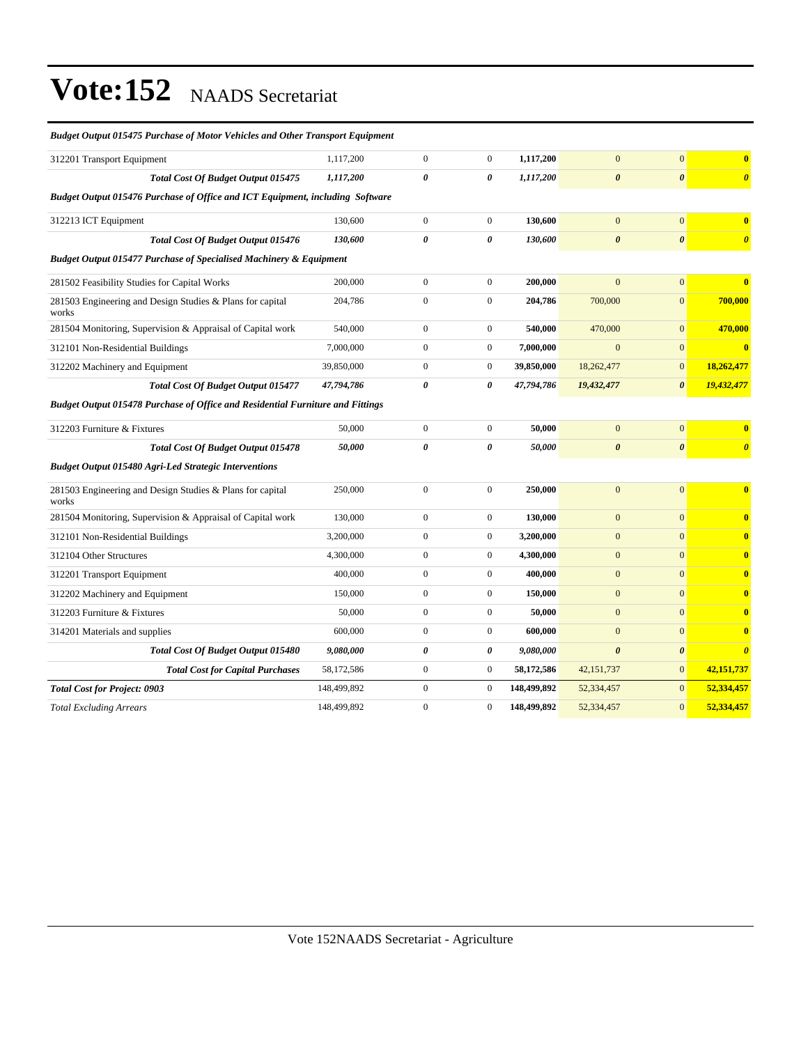# Vote:152 NAADS Secretariat

| | | | | | | | |
|---|---|---|---|---|---|---|---|
| ***Budget Output 015475 Purchase of Motor Vehicles and Other Transport Equipment*** | | | | | | | |
| 312201 Transport Equipment | 1,117,200 | 0 | 0 | **1,117,200** | 0 | 0 | **0** |
| ***Total Cost Of Budget Output 015475*** | ***1,117,200*** | ***0*** | ***0*** | ***1,117,200*** | ***0*** | ***0*** | ***0*** |
| ***Budget Output 015476 Purchase of Office and ICT Equipment, including Software*** | | | | | | | |
| 312213 ICT Equipment | 130,600 | 0 | 0 | **130,600** | 0 | 0 | **0** |
| ***Total Cost Of Budget Output 015476*** | ***130,600*** | ***0*** | ***0*** | ***130,600*** | ***0*** | ***0*** | ***0*** |
| ***Budget Output 015477 Purchase of Specialised Machinery & Equipment*** | | | | | | | |
| 281502 Feasibility Studies for Capital Works | 200,000 | 0 | 0 | **200,000** | 0 | 0 | **0** |
| 281503 Engineering and Design Studies & Plans for capital works | 204,786 | 0 | 0 | **204,786** | 700,000 | 0 | **700,000** |
| 281504 Monitoring, Supervision & Appraisal of Capital work | 540,000 | 0 | 0 | **540,000** | 470,000 | 0 | **470,000** |
| 312101 Non-Residential Buildings | 7,000,000 | 0 | 0 | **7,000,000** | 0 | 0 | **0** |
| 312202 Machinery and Equipment | 39,850,000 | 0 | 0 | **39,850,000** | 18,262,477 | 0 | **18,262,477** |
| ***Total Cost Of Budget Output 015477*** | ***47,794,786*** | ***0*** | ***0*** | ***47,794,786*** | ***19,432,477*** | ***0*** | ***19,432,477*** |
| ***Budget Output 015478 Purchase of Office and Residential Furniture and Fittings*** | | | | | | | |
| 312203 Furniture & Fixtures | 50,000 | 0 | 0 | **50,000** | 0 | 0 | **0** |
| ***Total Cost Of Budget Output 015478*** | ***50,000*** | ***0*** | ***0*** | ***50,000*** | ***0*** | ***0*** | ***0*** |
| ***Budget Output 015480 Agri-Led Strategic Interventions*** | | | | | | | |
| 281503 Engineering and Design Studies & Plans for capital works | 250,000 | 0 | 0 | **250,000** | 0 | 0 | **0** |
| 281504 Monitoring, Supervision & Appraisal of Capital work | 130,000 | 0 | 0 | **130,000** | 0 | 0 | **0** |
| 312101 Non-Residential Buildings | 3,200,000 | 0 | 0 | **3,200,000** | 0 | 0 | **0** |
| 312104 Other Structures | 4,300,000 | 0 | 0 | **4,300,000** | 0 | 0 | **0** |
| 312201 Transport Equipment | 400,000 | 0 | 0 | **400,000** | 0 | 0 | **0** |
| 312202 Machinery and Equipment | 150,000 | 0 | 0 | **150,000** | 0 | 0 | **0** |
| 312203 Furniture & Fixtures | 50,000 | 0 | 0 | **50,000** | 0 | 0 | **0** |
| 314201 Materials and supplies | 600,000 | 0 | 0 | **600,000** | 0 | 0 | **0** |
| ***Total Cost Of Budget Output 015480*** | ***9,080,000*** | ***0*** | ***0*** | ***9,080,000*** | ***0*** | ***0*** | ***0*** |
| ***Total Cost for Capital Purchases*** | 58,172,586 | 0 | 0 | **58,172,586** | 42,151,737 | 0 | **42,151,737** |
| ***Total Cost for Project: 0903*** | 148,499,892 | 0 | 0 | **148,499,892** | 52,334,457 | 0 | **52,334,457** |
| *Total Excluding Arrears* | 148,499,892 | 0 | 0 | **148,499,892** | 52,334,457 | 0 | **52,334,457** |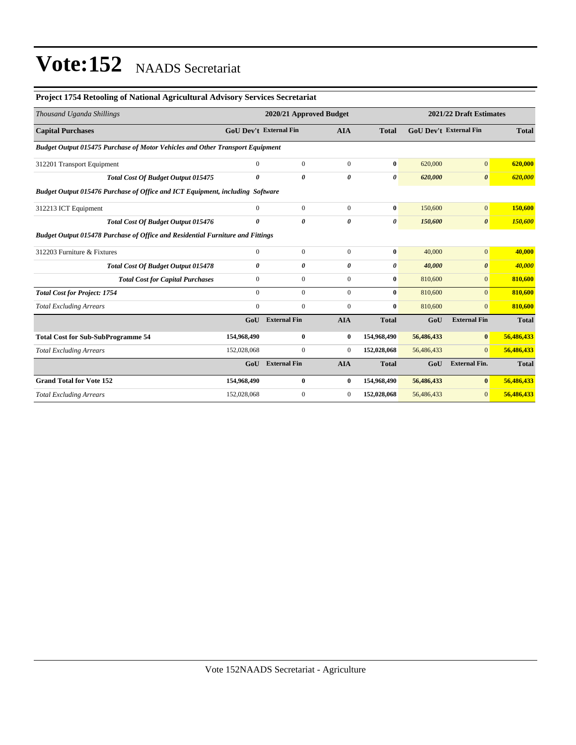# Vote:152 NAADS Secretariat

**Project 1754 Retooling of National Agricultural Advisory Services Secretariat**

| *Thousand Uganda Shillings* | 2020/21 Approved Budget | | | | 2021/22 Draft Estimates | | |
|---|---|---|---|---|---|---|---|
| **Capital Purchases** | **GoU Dev't** | **External Fin** | **AIA** | **Total** | **GoU Dev't** | **External Fin** | **Total** |
| ***Budget Output 015475 Purchase of Motor Vehicles and Other Transport Equipment*** | | | | | | | |
| 312201 Transport Equipment | 0 | 0 | 0 | **0** | 620,000 | 0 | **620,000** |
| ***Total Cost Of Budget Output 015475*** | ***0*** | ***0*** | ***0*** | ***0*** | ***620,000*** | ***0*** | ***620,000*** |
| ***Budget Output 015476 Purchase of Office and ICT Equipment, including Software*** | | | | | | | |
| 312213 ICT Equipment | 0 | 0 | 0 | **0** | 150,600 | 0 | **150,600** |
| ***Total Cost Of Budget Output 015476*** | ***0*** | ***0*** | ***0*** | ***0*** | ***150,600*** | ***0*** | ***150,600*** |
| ***Budget Output 015478 Purchase of Office and Residential Furniture and Fittings*** | | | | | | | |
| 312203 Furniture & Fixtures | 0 | 0 | 0 | **0** | 40,000 | 0 | **40,000** |
| ***Total Cost Of Budget Output 015478*** | ***0*** | ***0*** | ***0*** | ***0*** | ***40,000*** | ***0*** | ***40,000*** |
| ***Total Cost for Capital Purchases*** | 0 | 0 | 0 | **0** | 810,600 | 0 | **810,600** |
| ***Total Cost for Project: 1754*** | 0 | 0 | 0 | **0** | 810,600 | 0 | **810,600** |
| *Total Excluding Arrears* | 0 | 0 | 0 | **0** | 810,600 | 0 | **810,600** |
| | **GoU** | **External Fin** | **AIA** | **Total** | **GoU** | **External Fin** | **Total** |
| **Total Cost for Sub-SubProgramme 54** | **154,968,490** | **0** | **0** | **154,968,490** | **56,486,433** | **0** | **56,486,433** |
| *Total Excluding Arrears* | 152,028,068 | 0 | 0 | **152,028,068** | 56,486,433 | 0 | **56,486,433** |
| | **GoU** | **External Fin** | **AIA** | **Total** | **GoU** | **External Fin.** | **Total** |
| **Grand Total for Vote 152** | **154,968,490** | **0** | **0** | **154,968,490** | **56,486,433** | **0** | **56,486,433** |
| *Total Excluding Arrears* | 152,028,068 | 0 | 0 | **152,028,068** | 56,486,433 | 0 | **56,486,433** |